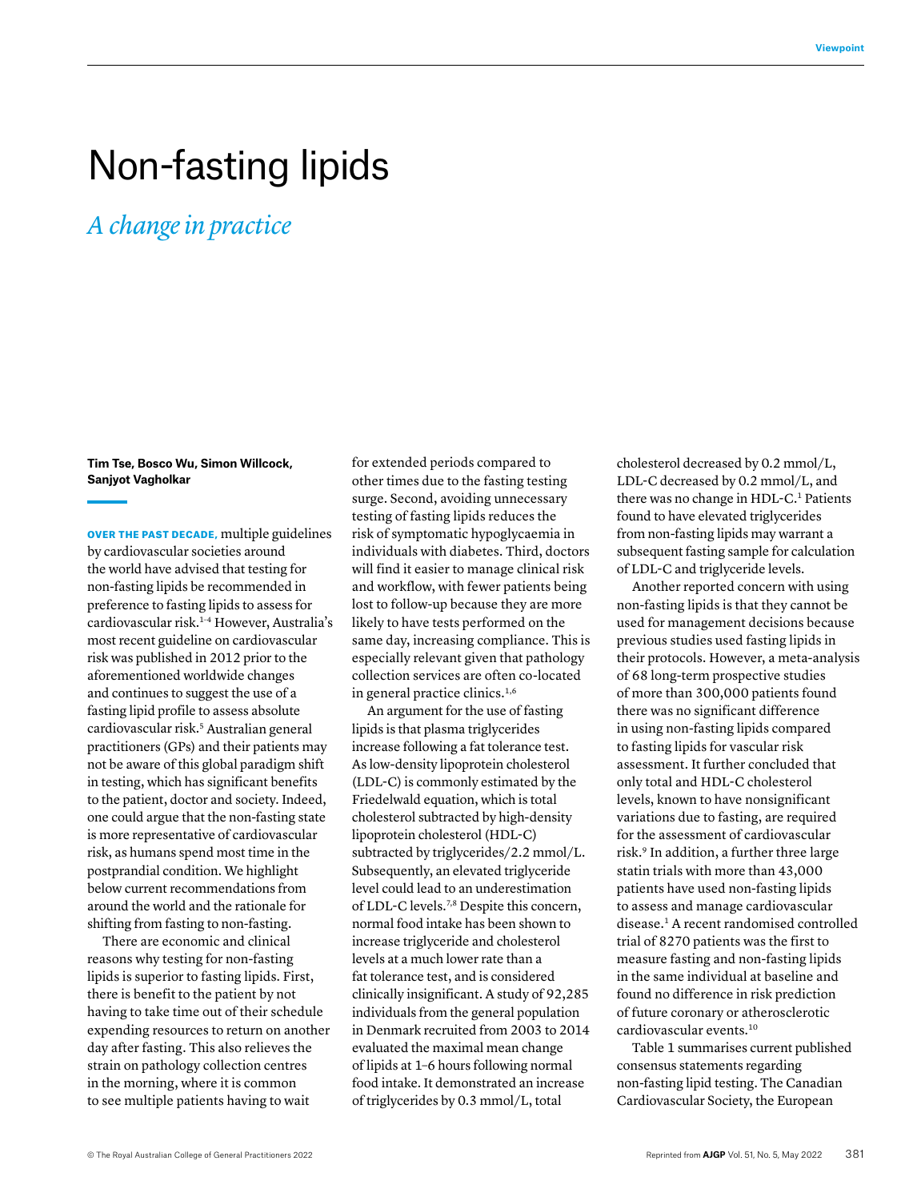# Non-fasting lipids

## *A change in practice*

**Tim Tse, Bosco Wu, Simon Willcock, Sanjyot Vagholkar**

**OVER THE PAST DECADE,** multiple guidelines by cardiovascular societies around the world have advised that testing for non-fasting lipids be recommended in preference to fasting lipids to assess for cardiovascular risk.[1–4] However, Australia's most recent guideline on cardiovascular risk was published in 2012 prior to the aforementioned worldwide changes and continues to suggest the use of a fasting lipid profile to assess absolute cardiovascular risk.[5] Australian general practitioners (GPs) and their patients may not be aware of this global paradigm shift in testing, which has significant benefits to the patient, doctor and society. Indeed, one could argue that the non-fasting state is more representative of cardiovascular risk, as humans spend most time in the postprandial condition. We highlight below current recommendations from around the world and the rationale for shifting from fasting to non-fasting.

There are economic and clinical reasons why testing for non-fasting lipids is superior to fasting lipids. First, there is benefit to the patient by not having to take time out of their schedule expending resources to return on another day after fasting. This also relieves the strain on pathology collection centres in the morning, where it is common to see multiple patients having to wait for extended periods compared to other times due to the fasting testing surge. Second, avoiding unnecessary testing of fasting lipids reduces the risk of symptomatic hypoglycaemia in individuals with diabetes. Third, doctors will find it easier to manage clinical risk and workflow, with fewer patients being lost to follow-up because they are more likely to have tests performed on the same day, increasing compliance. This is especially relevant given that pathology collection services are often co-located in general practice clinics.[1,6]

An argument for the use of fasting lipids is that plasma triglycerides increase following a fat tolerance test. As low-density lipoprotein cholesterol (LDL-C) is commonly estimated by the Friedelwald equation, which is total cholesterol subtracted by high-density lipoprotein cholesterol (HDL-C) subtracted by triglycerides/2.2 mmol/L. Subsequently, an elevated triglyceride level could lead to an underestimation of LDL-C levels.[7,8] Despite this concern, normal food intake has been shown to increase triglyceride and cholesterol levels at a much lower rate than a fat tolerance test, and is considered clinically insignificant. A study of 92,285 individuals from the general population in Denmark recruited from 2003 to 2014 evaluated the maximal mean change of lipids at 1–6 hours following normal food intake. It demonstrated an increase of triglycerides by 0.3 mmol/L, total cholesterol decreased by 0.2 mmol/L, LDL-C decreased by 0.2 mmol/L, and there was no change in HDL-C.[1] Patients found to have elevated triglycerides from non-fasting lipids may warrant a subsequent fasting sample for calculation of LDL-C and triglyceride levels.

Another reported concern with using non-fasting lipids is that they cannot be used for management decisions because previous studies used fasting lipids in their protocols. However, a meta-analysis of 68 long-term prospective studies of more than 300,000 patients found there was no significant difference in using non-fasting lipids compared to fasting lipids for vascular risk assessment. It further concluded that only total and HDL-C cholesterol levels, known to have nonsignificant variations due to fasting, are required for the assessment of cardiovascular risk.[9] In addition, a further three large statin trials with more than 43,000 patients have used non-fasting lipids to assess and manage cardiovascular disease.[1] A recent randomised controlled trial of 8270 patients was the first to measure fasting and non-fasting lipids in the same individual at baseline and found no difference in risk prediction of future coronary or atherosclerotic cardiovascular events.[10]

Table 1 summarises current published consensus statements regarding non-fasting lipid testing. The Canadian Cardiovascular Society, the European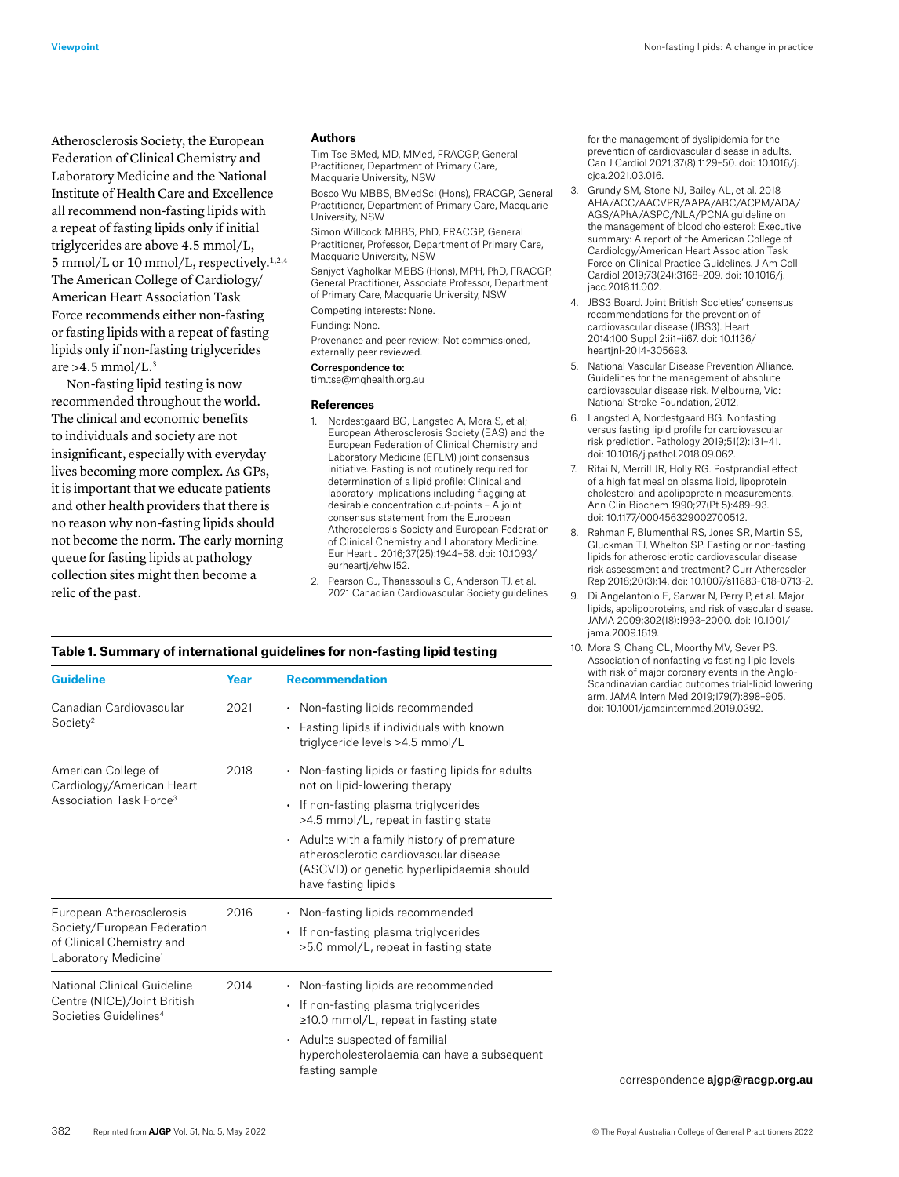Atherosclerosis Society, the European Federation of Clinical Chemistry and Laboratory Medicine and the National Institute of Health Care and Excellence all recommend non-fasting lipids with a repeat of fasting lipids only if initial triglycerides are above 4.5 mmol/L, 5 mmol/L or 10 mmol/L, respectively.[1,2,4] The American College of Cardiology/American Heart Association Task Force recommends either non-fasting or fasting lipids with a repeat of fasting lipids only if non-fasting triglycerides are >4.5 mmol/L.[3]

Non-fasting lipid testing is now recommended throughout the world. The clinical and economic benefits to individuals and society are not insignificant, especially with everyday lives becoming more complex. As GPs, it is important that we educate patients and other health providers that there is no reason why non-fasting lipids should not become the norm. The early morning queue for fasting lipids at pathology collection sites might then become a relic of the past.

**Table 1. Summary of international guidelines for non-fasting lipid testing**

| Guideline | Year | Recommendation |
|---|---|---|
| Canadian Cardiovascular Society[2] | 2021 | • Non-fasting lipids recommended<br>• Fasting lipids if individuals with known triglyceride levels >4.5 mmol/L |
| American College of Cardiology/American Heart Association Task Force[3] | 2018 | • Non-fasting lipids or fasting lipids for adults not on lipid-lowering therapy<br>• If non-fasting plasma triglycerides >4.5 mmol/L, repeat in fasting state<br>• Adults with a family history of premature atherosclerotic cardiovascular disease (ASCVD) or genetic hyperlipidaemia should have fasting lipids |
| European Atherosclerosis Society/European Federation of Clinical Chemistry and Laboratory Medicine[1] | 2016 | • Non-fasting lipids recommended<br>• If non-fasting plasma triglycerides >5.0 mmol/L, repeat in fasting state |
| National Clinical Guideline Centre (NICE)/Joint British Societies Guidelines[4] | 2014 | • Non-fasting lipids are recommended<br>• If non-fasting plasma triglycerides ≥10.0 mmol/L, repeat in fasting state<br>• Adults suspected of familial hypercholesterolaemia can have a subsequent fasting sample |

### Authors

Tim Tse BMed, MD, MMed, FRACGP, General Practitioner, Department of Primary Care, Macquarie University, NSW

Bosco Wu MBBS, BMedSci (Hons), FRACGP, General Practitioner, Department of Primary Care, Macquarie University, NSW

Simon Willcock MBBS, PhD, FRACGP, General Practitioner, Professor, Department of Primary Care, Macquarie University, NSW

Sanjyot Vagholkar MBBS (Hons), MPH, PhD, FRACGP, General Practitioner, Associate Professor, Department of Primary Care, Macquarie University, NSW

Competing interests: None.

Funding: None.

Provenance and peer review: Not commissioned, externally peer reviewed.

**Correspondence to:**
tim.tse@mqhealth.org.au

### References

1. Nordestgaard BG, Langsted A, Mora S, et al; European Atherosclerosis Society (EAS) and the European Federation of Clinical Chemistry and Laboratory Medicine (EFLM) joint consensus initiative. Fasting is not routinely required for determination of a lipid profile: Clinical and laboratory implications including flagging at desirable concentration cut-points – A joint consensus statement from the European Atherosclerosis Society and European Federation of Clinical Chemistry and Laboratory Medicine. Eur Heart J 2016;37(25):1944–58. doi: 10.1093/eurheartj/ehw152.
2. Pearson GJ, Thanassoulis G, Anderson TJ, et al. 2021 Canadian Cardiovascular Society guidelines for the management of dyslipidemia for the prevention of cardiovascular disease in adults. Can J Cardiol 2021;37(8):1129–50. doi: 10.1016/j.cjca.2021.03.016.
3. Grundy SM, Stone NJ, Bailey AL, et al. 2018 AHA/ACC/AACVPR/AAPA/ABC/ACPM/ADA/AGS/APhA/ASPC/NLA/PCNA guideline on the management of blood cholesterol: Executive summary: A report of the American College of Cardiology/American Heart Association Task Force on Clinical Practice Guidelines. J Am Coll Cardiol 2019;73(24):3168–209. doi: 10.1016/j.jacc.2018.11.002.
4. JBS3 Board. Joint British Societies' consensus recommendations for the prevention of cardiovascular disease (JBS3). Heart 2014;100 Suppl 2:ii1–ii67. doi: 10.1136/heartjnl-2014-305693.
5. National Vascular Disease Prevention Alliance. Guidelines for the management of absolute cardiovascular disease risk. Melbourne, Vic: National Stroke Foundation, 2012.
6. Langsted A, Nordestgaard BG. Nonfasting versus fasting lipid profile for cardiovascular risk prediction. Pathology 2019;51(2):131–41. doi: 10.1016/j.pathol.2018.09.062.
7. Rifai N, Merrill JR, Holly RG. Postprandial effect of a high fat meal on plasma lipid, lipoprotein cholesterol and apolipoprotein measurements. Ann Clin Biochem 1990;27(Pt 5):489–93. doi: 10.1177/000456329002700512.
8. Rahman F, Blumenthal RS, Jones SR, Martin SS, Gluckman TJ, Whelton SP. Fasting or non-fasting lipids for atherosclerotic cardiovascular disease risk assessment and treatment? Curr Atheroscler Rep 2018;20(3):14. doi: 10.1007/s11883-018-0713-2.
9. Di Angelantonio E, Sarwar N, Perry P, et al. Major lipids, apolipoproteins, and risk of vascular disease. JAMA 2009;302(18):1993–2000. doi: 10.1001/jama.2009.1619.
10. Mora S, Chang CL, Moorthy MV, Sever PS. Association of nonfasting vs fasting lipid levels with risk of major coronary events in the Anglo-Scandinavian cardiac outcomes trial-lipid lowering arm. JAMA Intern Med 2019;179(7):898–905. doi: 10.1001/jamainternmed.2019.0392.

correspondence **ajgp@racgp.org.au**